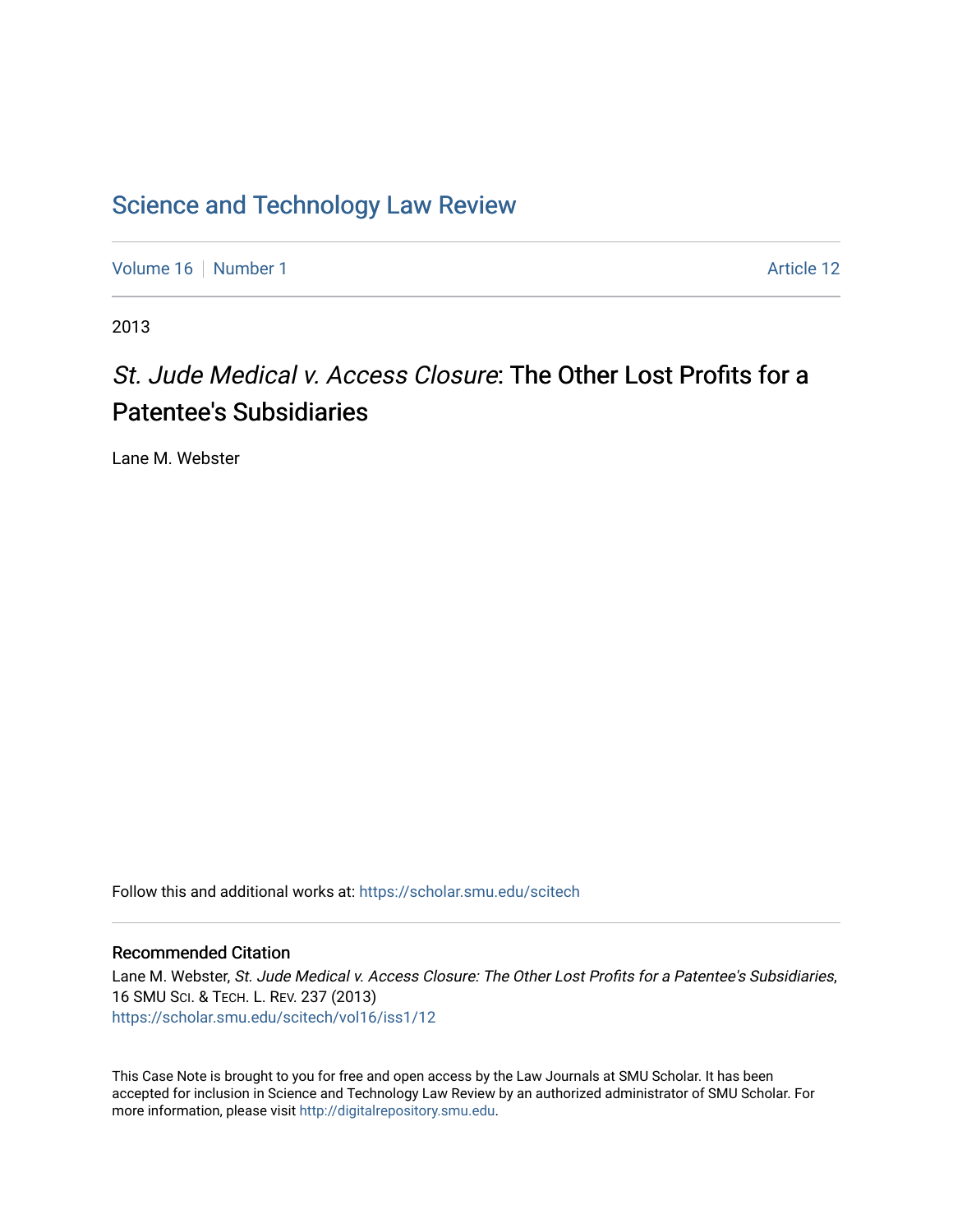Science and Technology Law Review

Volume 16 | Number 1 | Article 12

2013

# *St. Jude Medical v. Access Closure*: The Other Lost Profits for a Patentee's Subsidiaries

Lane M. Webster

Follow this and additional works at: https://scholar.smu.edu/scitech

## Recommended Citation

Lane M. Webster, *St. Jude Medical v. Access Closure: The Other Lost Profits for a Patentee's Subsidiaries*, 16 SMU Sci. & Tech. L. Rev. 237 (2013)
https://scholar.smu.edu/scitech/vol16/iss1/12

This Case Note is brought to you for free and open access by the Law Journals at SMU Scholar. It has been accepted for inclusion in Science and Technology Law Review by an authorized administrator of SMU Scholar. For more information, please visit http://digitalrepository.smu.edu.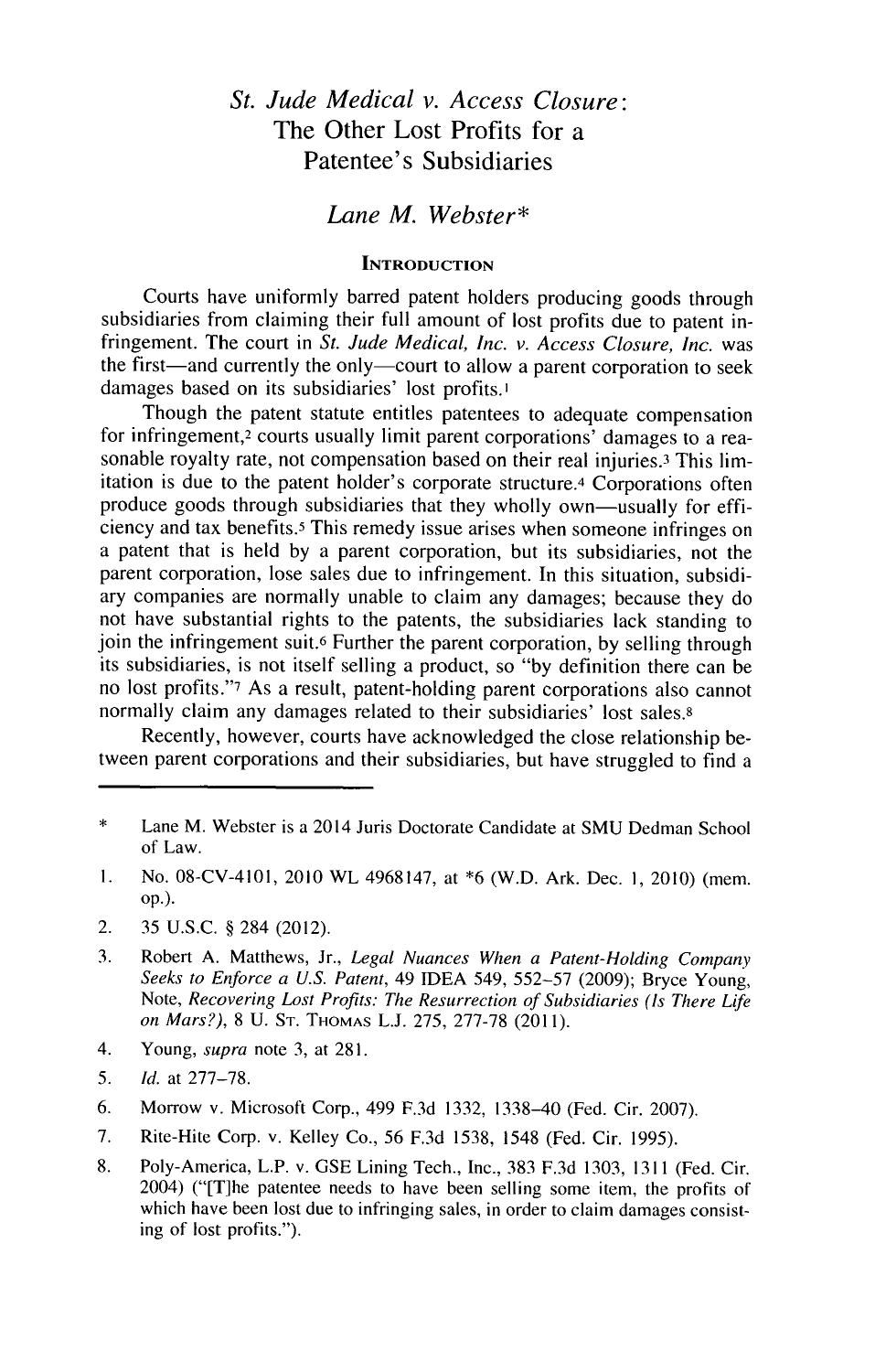# *St. Jude Medical v. Access Closure*: The Other Lost Profits for a Patentee's Subsidiaries

## *Lane M. Webster**

### INTRODUCTION

Courts have uniformly barred patent holders producing goods through subsidiaries from claiming their full amount of lost profits due to patent infringement. The court in *St. Jude Medical, Inc. v. Access Closure, Inc.* was the first—and currently the only—court to allow a parent corporation to seek damages based on its subsidiaries' lost profits.[1]

Though the patent statute entitles patentees to adequate compensation for infringement,[2] courts usually limit parent corporations' damages to a reasonable royalty rate, not compensation based on their real injuries.[3] This limitation is due to the patent holder's corporate structure.[4] Corporations often produce goods through subsidiaries that they wholly own—usually for efficiency and tax benefits.[5] This remedy issue arises when someone infringes on a patent that is held by a parent corporation, but its subsidiaries, not the parent corporation, lose sales due to infringement. In this situation, subsidiary companies are normally unable to claim any damages; because they do not have substantial rights to the patents, the subsidiaries lack standing to join the infringement suit.[6] Further the parent corporation, by selling through its subsidiaries, is not itself selling a product, so "by definition there can be no lost profits."[7] As a result, patent-holding parent corporations also cannot normally claim any damages related to their subsidiaries' lost sales.[8]

Recently, however, courts have acknowledged the close relationship between parent corporations and their subsidiaries, but have struggled to find a

---

\* Lane M. Webster is a 2014 Juris Doctorate Candidate at SMU Dedman School of Law.

1. No. 08-CV-4101, 2010 WL 4968147, at *6 (W.D. Ark. Dec. 1, 2010) (mem. op.).

2. 35 U.S.C. § 284 (2012).

3. Robert A. Matthews, Jr., *Legal Nuances When a Patent-Holding Company Seeks to Enforce a U.S. Patent*, 49 IDEA 549, 552–57 (2009); Bryce Young, Note, *Recovering Lost Profits: The Resurrection of Subsidiaries (Is There Life on Mars?)*, 8 U. ST. THOMAS L.J. 275, 277-78 (2011).

4. Young, *supra* note 3, at 281.

5. *Id.* at 277–78.

6. Morrow v. Microsoft Corp., 499 F.3d 1332, 1338–40 (Fed. Cir. 2007).

7. Rite-Hite Corp. v. Kelley Co., 56 F.3d 1538, 1548 (Fed. Cir. 1995).

8. Poly-America, L.P. v. GSE Lining Tech., Inc., 383 F.3d 1303, 1311 (Fed. Cir. 2004) ("[T]he patentee needs to have been selling some item, the profits of which have been lost due to infringing sales, in order to claim damages consisting of lost profits.").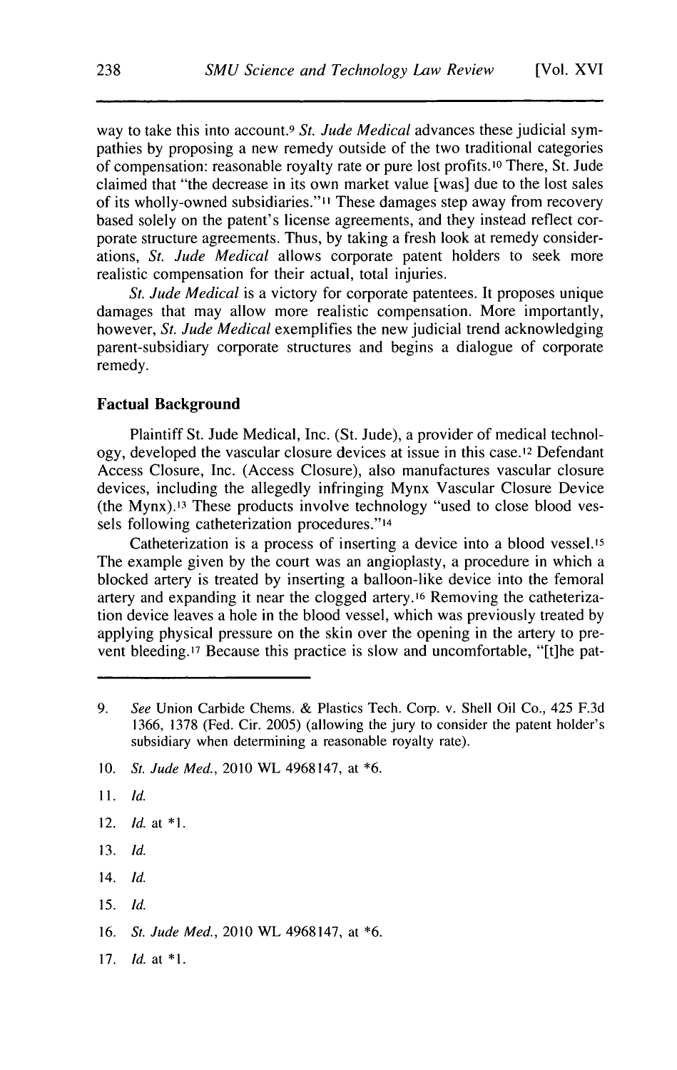way to take this into account.[9] *St. Jude Medical* advances these judicial sympathies by proposing a new remedy outside of the two traditional categories of compensation: reasonable royalty rate or pure lost profits.[10] There, St. Jude claimed that "the decrease in its own market value [was] due to the lost sales of its wholly-owned subsidiaries."[11] These damages step away from recovery based solely on the patent's license agreements, and they instead reflect corporate structure agreements. Thus, by taking a fresh look at remedy considerations, *St. Jude Medical* allows corporate patent holders to seek more realistic compensation for their actual, total injuries.

*St. Jude Medical* is a victory for corporate patentees. It proposes unique damages that may allow more realistic compensation. More importantly, however, *St. Jude Medical* exemplifies the new judicial trend acknowledging parent-subsidiary corporate structures and begins a dialogue of corporate remedy.

### Factual Background

Plaintiff St. Jude Medical, Inc. (St. Jude), a provider of medical technology, developed the vascular closure devices at issue in this case.[12] Defendant Access Closure, Inc. (Access Closure), also manufactures vascular closure devices, including the allegedly infringing Mynx Vascular Closure Device (the Mynx).[13] These products involve technology "used to close blood vessels following catheterization procedures."[14]

Catheterization is a process of inserting a device into a blood vessel.[15] The example given by the court was an angioplasty, a procedure in which a blocked artery is treated by inserting a balloon-like device into the femoral artery and expanding it near the clogged artery.[16] Removing the catheterization device leaves a hole in the blood vessel, which was previously treated by applying physical pressure on the skin over the opening in the artery to prevent bleeding.[17] Because this practice is slow and uncomfortable, "[t]he pat-

---

9. *See* Union Carbide Chems. & Plastics Tech. Corp. v. Shell Oil Co., 425 F.3d 1366, 1378 (Fed. Cir. 2005) (allowing the jury to consider the patent holder's subsidiary when determining a reasonable royalty rate).

10. *St. Jude Med.*, 2010 WL 4968147, at *6.

11. *Id.*

12. *Id.* at *1.

13. *Id.*

14. *Id.*

15. *Id.*

16. *St. Jude Med.*, 2010 WL 4968147, at *6.

17. *Id.* at *1.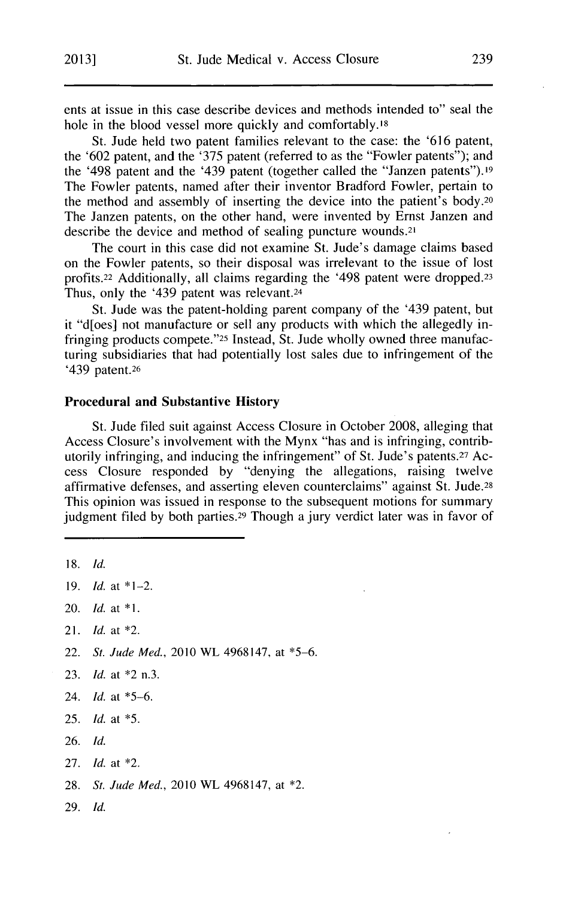ents at issue in this case describe devices and methods intended to" seal the hole in the blood vessel more quickly and comfortably.[18]

St. Jude held two patent families relevant to the case: the '616 patent, the '602 patent, and the '375 patent (referred to as the "Fowler patents"); and the '498 patent and the '439 patent (together called the "Janzen patents").[19] The Fowler patents, named after their inventor Bradford Fowler, pertain to the method and assembly of inserting the device into the patient's body.[20] The Janzen patents, on the other hand, were invented by Ernst Janzen and describe the device and method of sealing puncture wounds.[21]

The court in this case did not examine St. Jude's damage claims based on the Fowler patents, so their disposal was irrelevant to the issue of lost profits.[22] Additionally, all claims regarding the '498 patent were dropped.[23] Thus, only the '439 patent was relevant.[24]

St. Jude was the patent-holding parent company of the '439 patent, but it "d[oes] not manufacture or sell any products with which the allegedly infringing products compete."[25] Instead, St. Jude wholly owned three manufacturing subsidiaries that had potentially lost sales due to infringement of the '439 patent.[26]

### Procedural and Substantive History

St. Jude filed suit against Access Closure in October 2008, alleging that Access Closure's involvement with the Mynx "has and is infringing, contributorily infringing, and inducing the infringement" of St. Jude's patents.[27] Access Closure responded by "denying the allegations, raising twelve affirmative defenses, and asserting eleven counterclaims" against St. Jude.[28] This opinion was issued in response to the subsequent motions for summary judgment filed by both parties.[29] Though a jury verdict later was in favor of

---

18. *Id.*
19. *Id.* at *1–2.
20. *Id.* at *1.
21. *Id.* at *2.
22. *St. Jude Med.*, 2010 WL 4968147, at *5–6.
23. *Id.* at *2 n.3.
24. *Id.* at *5–6.
25. *Id.* at *5.
26. *Id.*
27. *Id.* at *2.
28. *St. Jude Med.*, 2010 WL 4968147, at *2.
29. *Id.*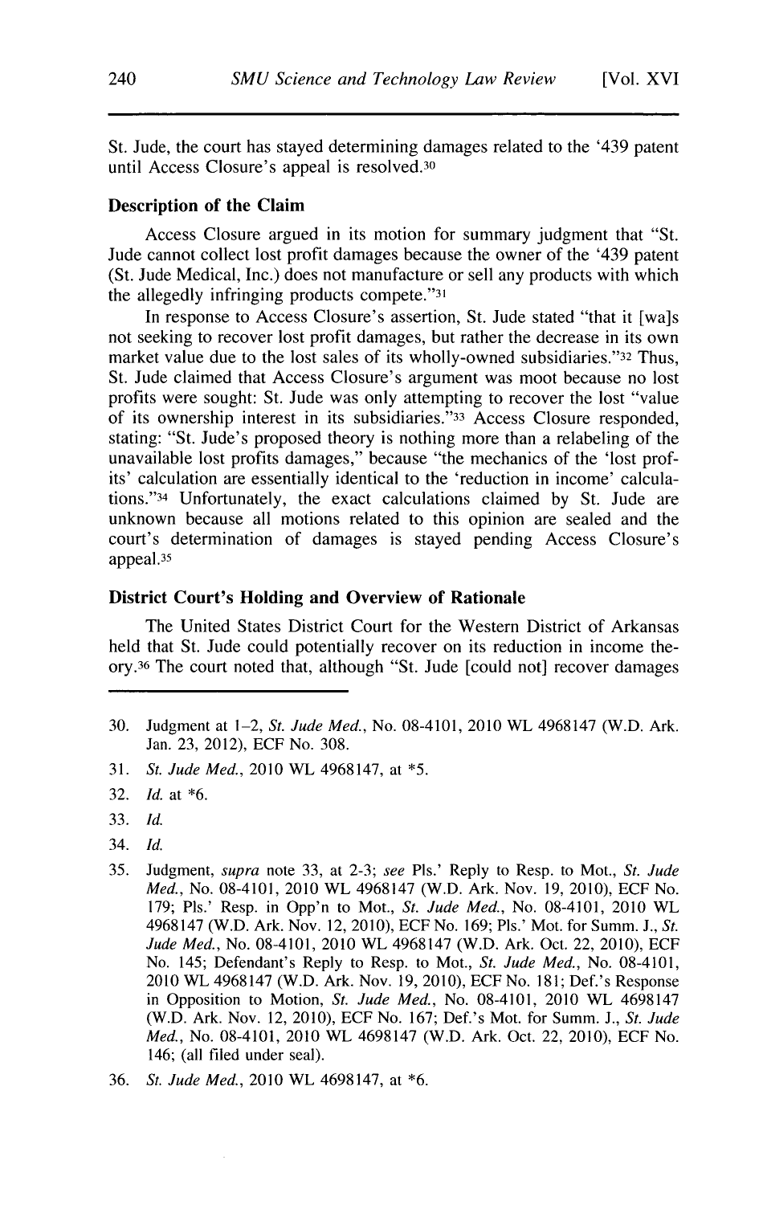St. Jude, the court has stayed determining damages related to the '439 patent until Access Closure's appeal is resolved.[30]

### Description of the Claim

Access Closure argued in its motion for summary judgment that "St. Jude cannot collect lost profit damages because the owner of the '439 patent (St. Jude Medical, Inc.) does not manufacture or sell any products with which the allegedly infringing products compete."[31]

In response to Access Closure's assertion, St. Jude stated "that it [wa]s not seeking to recover lost profit damages, but rather the decrease in its own market value due to the lost sales of its wholly-owned subsidiaries."[32] Thus, St. Jude claimed that Access Closure's argument was moot because no lost profits were sought: St. Jude was only attempting to recover the lost "value of its ownership interest in its subsidiaries."[33] Access Closure responded, stating: "St. Jude's proposed theory is nothing more than a relabeling of the unavailable lost profits damages," because "the mechanics of the 'lost profits' calculation are essentially identical to the 'reduction in income' calculations."[34] Unfortunately, the exact calculations claimed by St. Jude are unknown because all motions related to this opinion are sealed and the court's determination of damages is stayed pending Access Closure's appeal.[35]

### District Court's Holding and Overview of Rationale

The United States District Court for the Western District of Arkansas held that St. Jude could potentially recover on its reduction in income theory.[36] The court noted that, although "St. Jude [could not] recover damages

---

30. Judgment at 1–2, *St. Jude Med.*, No. 08-4101, 2010 WL 4968147 (W.D. Ark. Jan. 23, 2012), ECF No. 308.
31. *St. Jude Med.*, 2010 WL 4968147, at *5.
32. *Id.* at *6.
33. *Id.*
34. *Id.*
35. Judgment, *supra* note 33, at 2-3; *see* Pls.' Reply to Resp. to Mot., *St. Jude Med.*, No. 08-4101, 2010 WL 4968147 (W.D. Ark. Nov. 19, 2010), ECF No. 179; Pls.' Resp. in Opp'n to Mot., *St. Jude Med.*, No. 08-4101, 2010 WL 4968147 (W.D. Ark. Nov. 12, 2010), ECF No. 169; Pls.' Mot. for Summ. J., *St. Jude Med.*, No. 08-4101, 2010 WL 4968147 (W.D. Ark. Oct. 22, 2010), ECF No. 145; Defendant's Reply to Resp. to Mot., *St. Jude Med.*, No. 08-4101, 2010 WL 4968147 (W.D. Ark. Nov. 19, 2010), ECF No. 181; Def.'s Response in Opposition to Motion, *St. Jude Med.*, No. 08-4101, 2010 WL 4698147 (W.D. Ark. Nov. 12, 2010), ECF No. 167; Def.'s Mot. for Summ. J., *St. Jude Med.*, No. 08-4101, 2010 WL 4698147 (W.D. Ark. Oct. 22, 2010), ECF No. 146; (all filed under seal).
36. *St. Jude Med.*, 2010 WL 4698147, at *6.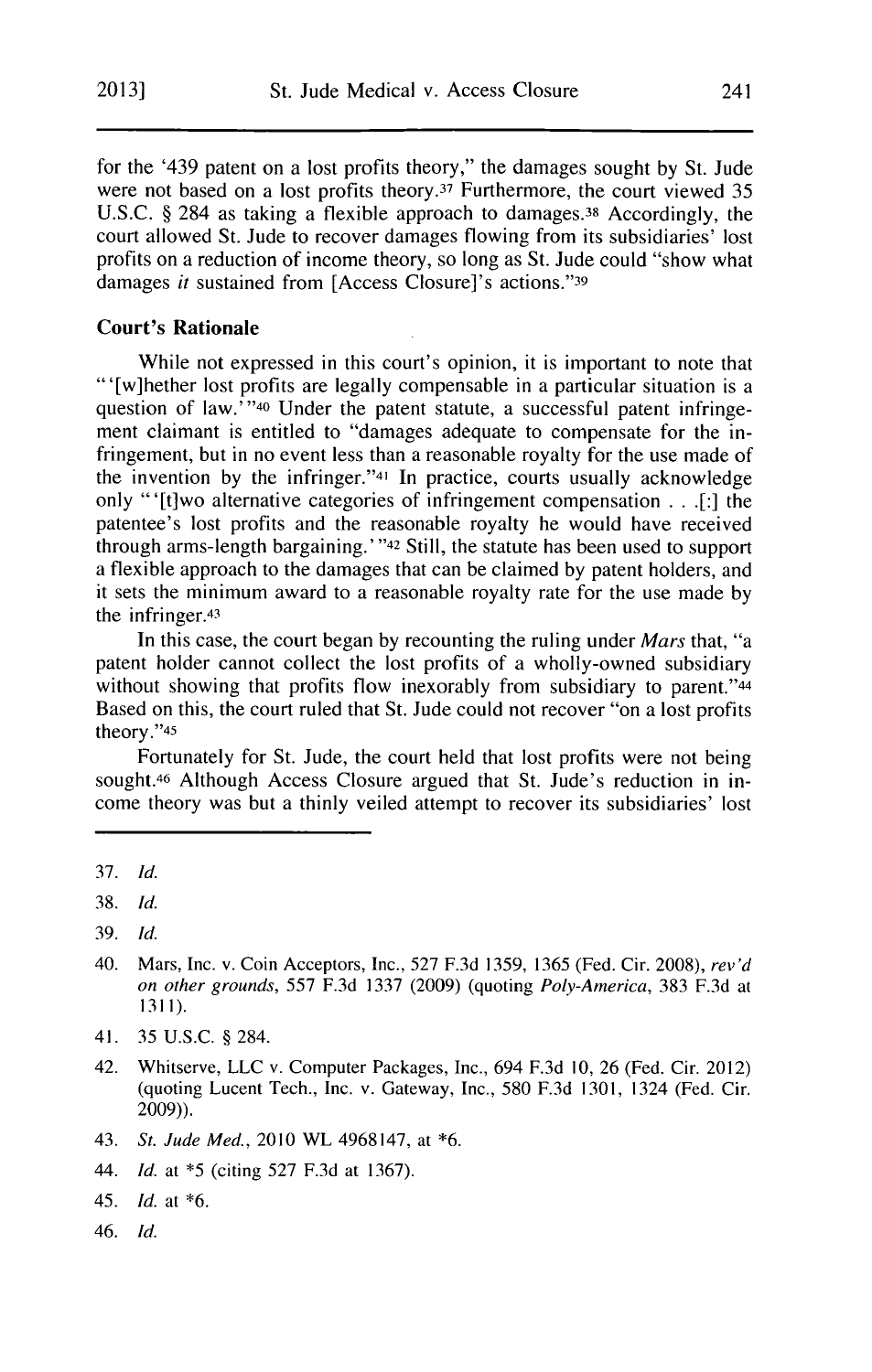for the '439 patent on a lost profits theory," the damages sought by St. Jude were not based on a lost profits theory.[37] Furthermore, the court viewed 35 U.S.C. § 284 as taking a flexible approach to damages.[38] Accordingly, the court allowed St. Jude to recover damages flowing from its subsidiaries' lost profits on a reduction of income theory, so long as St. Jude could "show what damages *it* sustained from [Access Closure]'s actions."[39]

### Court's Rationale

While not expressed in this court's opinion, it is important to note that "'[w]hether lost profits are legally compensable in a particular situation is a question of law.'"[40] Under the patent statute, a successful patent infringement claimant is entitled to "damages adequate to compensate for the infringement, but in no event less than a reasonable royalty for the use made of the invention by the infringer."[41] In practice, courts usually acknowledge only "'[t]wo alternative categories of infringement compensation . . .[:] the patentee's lost profits and the reasonable royalty he would have received through arms-length bargaining.'"[42] Still, the statute has been used to support a flexible approach to the damages that can be claimed by patent holders, and it sets the minimum award to a reasonable royalty rate for the use made by the infringer.[43]

In this case, the court began by recounting the ruling under *Mars* that, "a patent holder cannot collect the lost profits of a wholly-owned subsidiary without showing that profits flow inexorably from subsidiary to parent."[44] Based on this, the court ruled that St. Jude could not recover "on a lost profits theory."[45]

Fortunately for St. Jude, the court held that lost profits were not being sought.[46] Although Access Closure argued that St. Jude's reduction in income theory was but a thinly veiled attempt to recover its subsidiaries' lost

---

37. *Id.*

38. *Id.*

39. *Id.*

40. Mars, Inc. v. Coin Acceptors, Inc., 527 F.3d 1359, 1365 (Fed. Cir. 2008), *rev'd on other grounds*, 557 F.3d 1337 (2009) (quoting *Poly-America*, 383 F.3d at 1311).

41. 35 U.S.C. § 284.

42. Whitserve, LLC v. Computer Packages, Inc., 694 F.3d 10, 26 (Fed. Cir. 2012) (quoting Lucent Tech., Inc. v. Gateway, Inc., 580 F.3d 1301, 1324 (Fed. Cir. 2009)).

43. *St. Jude Med.*, 2010 WL 4968147, at *6.

44. *Id.* at *5 (citing 527 F.3d at 1367).

45. *Id.* at *6.

46. *Id.*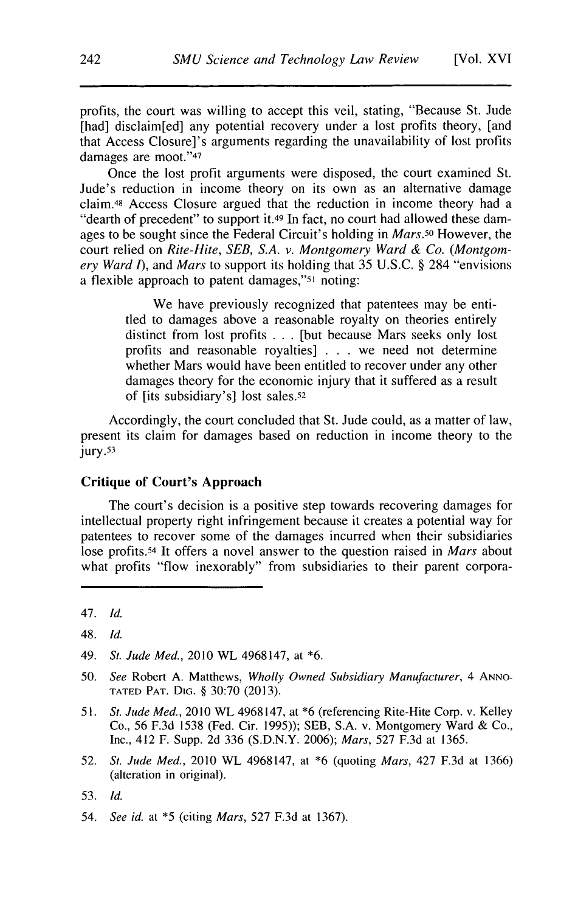profits, the court was willing to accept this veil, stating, "Because St. Jude [had] disclaim[ed] any potential recovery under a lost profits theory, [and that Access Closure]'s arguments regarding the unavailability of lost profits damages are moot."[47]

Once the lost profit arguments were disposed, the court examined St. Jude's reduction in income theory on its own as an alternative damage claim.[48] Access Closure argued that the reduction in income theory had a "dearth of precedent" to support it.[49] In fact, no court had allowed these damages to be sought since the Federal Circuit's holding in *Mars*.[50] However, the court relied on *Rite-Hite*, *SEB, S.A. v. Montgomery Ward & Co. (Montgomery Ward I)*, and *Mars* to support its holding that 35 U.S.C. § 284 "envisions a flexible approach to patent damages,"[51] noting:

> We have previously recognized that patentees may be entitled to damages above a reasonable royalty on theories entirely distinct from lost profits . . . [but because Mars seeks only lost profits and reasonable royalties] . . . we need not determine whether Mars would have been entitled to recover under any other damages theory for the economic injury that it suffered as a result of [its subsidiary's] lost sales.[52]

Accordingly, the court concluded that St. Jude could, as a matter of law, present its claim for damages based on reduction in income theory to the jury.[53]

**Critique of Court's Approach**

The court's decision is a positive step towards recovering damages for intellectual property right infringement because it creates a potential way for patentees to recover some of the damages incurred when their subsidiaries lose profits.[54] It offers a novel answer to the question raised in *Mars* about what profits "flow inexorably" from subsidiaries to their parent corpora-

---

47. *Id.*

48. *Id.*

49. *St. Jude Med.*, 2010 WL 4968147, at *6.

50. *See* Robert A. Matthews, *Wholly Owned Subsidiary Manufacturer*, 4 ANNOTATED PAT. DIG. § 30:70 (2013).

51. *St. Jude Med.*, 2010 WL 4968147, at *6 (referencing Rite-Hite Corp. v. Kelley Co., 56 F.3d 1538 (Fed. Cir. 1995)); SEB, S.A. v. Montgomery Ward & Co., Inc., 412 F. Supp. 2d 336 (S.D.N.Y. 2006); *Mars*, 527 F.3d at 1365.

52. *St. Jude Med.*, 2010 WL 4968147, at *6 (quoting *Mars*, 427 F.3d at 1366) (alteration in original).

53. *Id.*

54. *See id.* at *5 (citing *Mars*, 527 F.3d at 1367).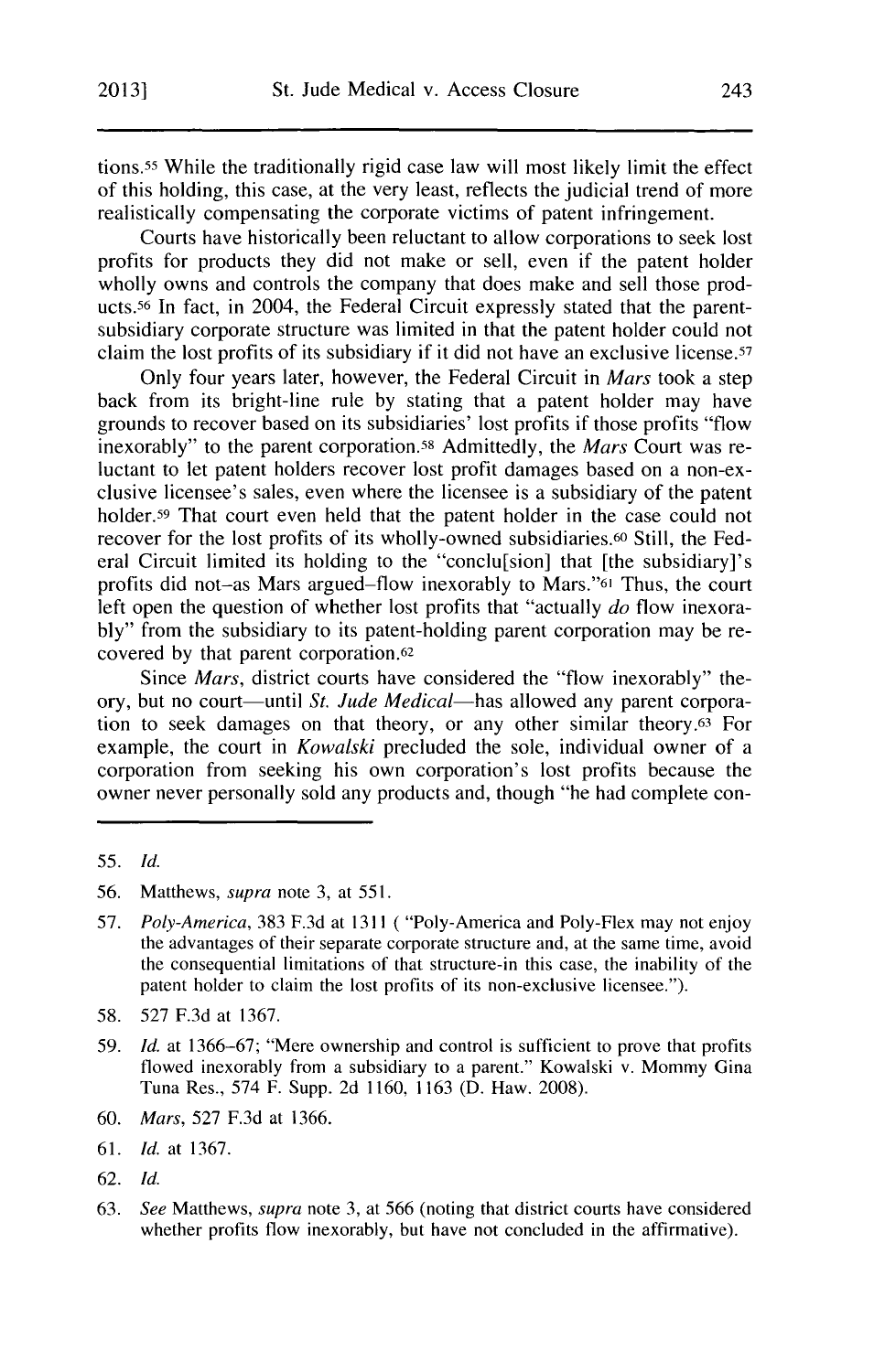tions.[55] While the traditionally rigid case law will most likely limit the effect of this holding, this case, at the very least, reflects the judicial trend of more realistically compensating the corporate victims of patent infringement.

Courts have historically been reluctant to allow corporations to seek lost profits for products they did not make or sell, even if the patent holder wholly owns and controls the company that does make and sell those products.[56] In fact, in 2004, the Federal Circuit expressly stated that the parent-subsidiary corporate structure was limited in that the patent holder could not claim the lost profits of its subsidiary if it did not have an exclusive license.[57]

Only four years later, however, the Federal Circuit in *Mars* took a step back from its bright-line rule by stating that a patent holder may have grounds to recover based on its subsidiaries' lost profits if those profits "flow inexorably" to the parent corporation.[58] Admittedly, the *Mars* Court was reluctant to let patent holders recover lost profit damages based on a non-exclusive licensee's sales, even where the licensee is a subsidiary of the patent holder.[59] That court even held that the patent holder in the case could not recover for the lost profits of its wholly-owned subsidiaries.[60] Still, the Federal Circuit limited its holding to the "conclu[sion] that [the subsidiary]'s profits did not–as Mars argued–flow inexorably to Mars."[61] Thus, the court left open the question of whether lost profits that "actually *do* flow inexorably" from the subsidiary to its patent-holding parent corporation may be recovered by that parent corporation.[62]

Since *Mars*, district courts have considered the "flow inexorably" theory, but no court—until *St. Jude Medical*—has allowed any parent corporation to seek damages on that theory, or any other similar theory.[63] For example, the court in *Kowalski* precluded the sole, individual owner of a corporation from seeking his own corporation's lost profits because the owner never personally sold any products and, though "he had complete con-

---

55. *Id.*

56. Matthews, *supra* note 3, at 551.

57. *Poly-America*, 383 F.3d at 1311 ( "Poly-America and Poly-Flex may not enjoy the advantages of their separate corporate structure and, at the same time, avoid the consequential limitations of that structure-in this case, the inability of the patent holder to claim the lost profits of its non-exclusive licensee.").

58. 527 F.3d at 1367.

59. *Id.* at 1366–67; "Mere ownership and control is sufficient to prove that profits flowed inexorably from a subsidiary to a parent." Kowalski v. Mommy Gina Tuna Res., 574 F. Supp. 2d 1160, 1163 (D. Haw. 2008).

60. *Mars*, 527 F.3d at 1366.

61. *Id.* at 1367.

62. *Id.*

63. *See* Matthews, *supra* note 3, at 566 (noting that district courts have considered whether profits flow inexorably, but have not concluded in the affirmative).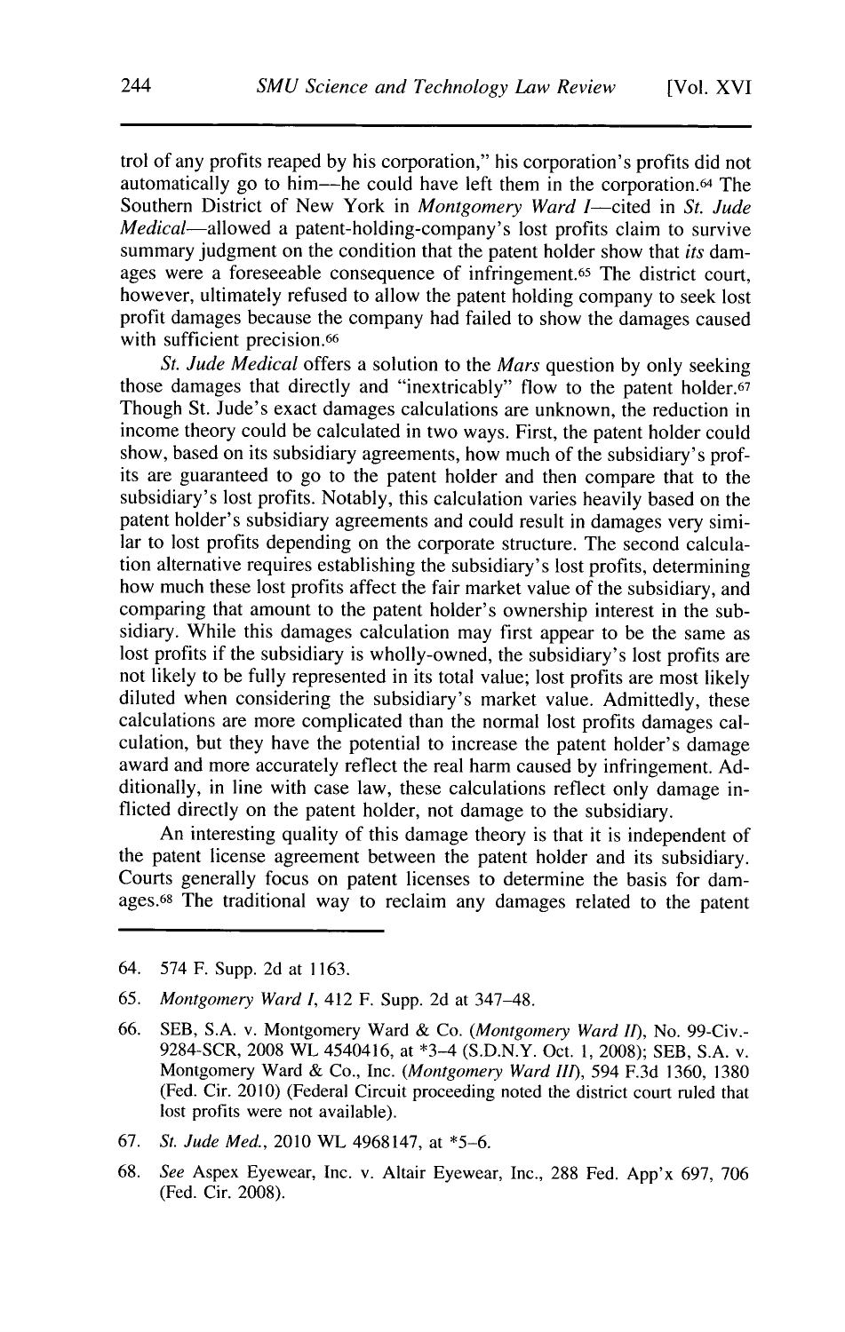trol of any profits reaped by his corporation," his corporation's profits did not automatically go to him—he could have left them in the corporation.[64] The Southern District of New York in *Montgomery Ward I*—cited in *St. Jude Medical*—allowed a patent-holding-company's lost profits claim to survive summary judgment on the condition that the patent holder show that *its* damages were a foreseeable consequence of infringement.[65] The district court, however, ultimately refused to allow the patent holding company to seek lost profit damages because the company had failed to show the damages caused with sufficient precision.[66]

*St. Jude Medical* offers a solution to the *Mars* question by only seeking those damages that directly and "inextricably" flow to the patent holder.[67] Though St. Jude's exact damages calculations are unknown, the reduction in income theory could be calculated in two ways. First, the patent holder could show, based on its subsidiary agreements, how much of the subsidiary's profits are guaranteed to go to the patent holder and then compare that to the subsidiary's lost profits. Notably, this calculation varies heavily based on the patent holder's subsidiary agreements and could result in damages very similar to lost profits depending on the corporate structure. The second calculation alternative requires establishing the subsidiary's lost profits, determining how much these lost profits affect the fair market value of the subsidiary, and comparing that amount to the patent holder's ownership interest in the subsidiary. While this damages calculation may first appear to be the same as lost profits if the subsidiary is wholly-owned, the subsidiary's lost profits are not likely to be fully represented in its total value; lost profits are most likely diluted when considering the subsidiary's market value. Admittedly, these calculations are more complicated than the normal lost profits damages calculation, but they have the potential to increase the patent holder's damage award and more accurately reflect the real harm caused by infringement. Additionally, in line with case law, these calculations reflect only damage inflicted directly on the patent holder, not damage to the subsidiary.

An interesting quality of this damage theory is that it is independent of the patent license agreement between the patent holder and its subsidiary. Courts generally focus on patent licenses to determine the basis for damages.[68] The traditional way to reclaim any damages related to the patent

---

64. 574 F. Supp. 2d at 1163.

65. *Montgomery Ward I*, 412 F. Supp. 2d at 347–48.

66. SEB, S.A. v. Montgomery Ward & Co. (*Montgomery Ward II*), No. 99-Civ.-9284-SCR, 2008 WL 4540416, at *3–4 (S.D.N.Y. Oct. 1, 2008); SEB, S.A. v. Montgomery Ward & Co., Inc. (*Montgomery Ward III*), 594 F.3d 1360, 1380 (Fed. Cir. 2010) (Federal Circuit proceeding noted the district court ruled that lost profits were not available).

67. *St. Jude Med.*, 2010 WL 4968147, at *5–6.

68. *See* Aspex Eyewear, Inc. v. Altair Eyewear, Inc., 288 Fed. App'x 697, 706 (Fed. Cir. 2008).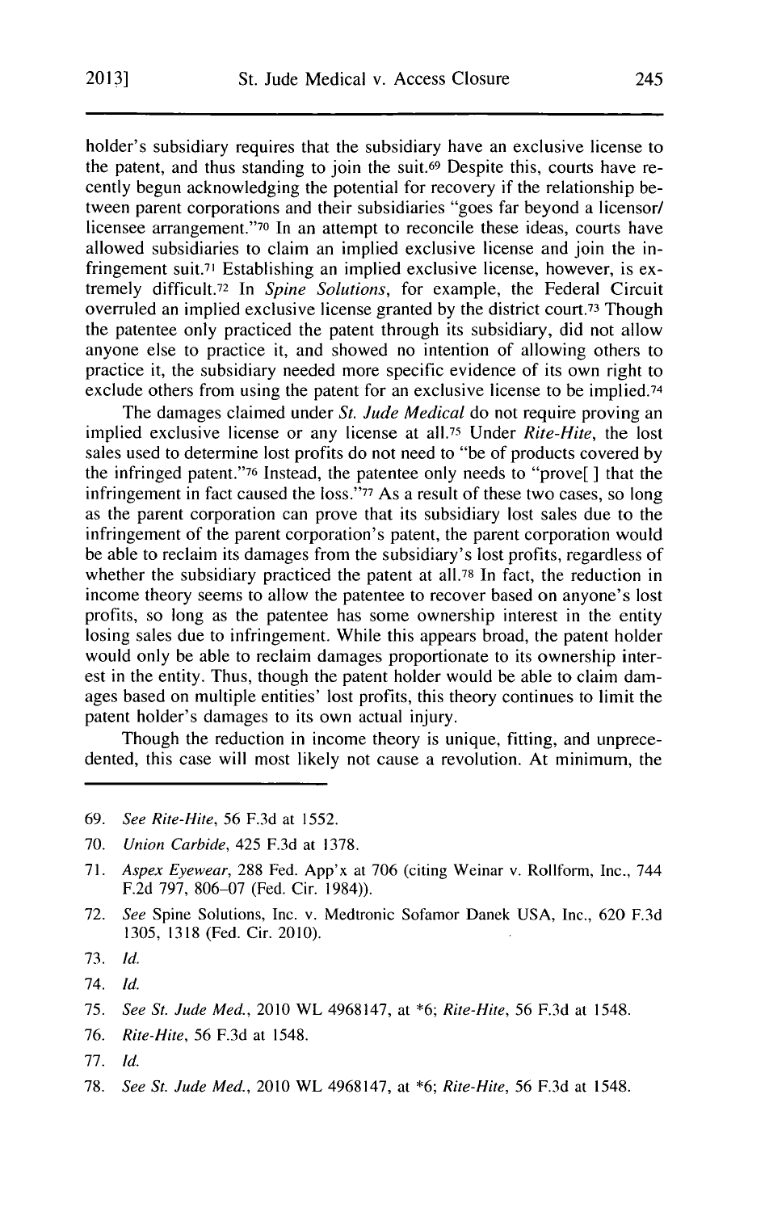holder's subsidiary requires that the subsidiary have an exclusive license to the patent, and thus standing to join the suit.[69] Despite this, courts have recently begun acknowledging the potential for recovery if the relationship between parent corporations and their subsidiaries "goes far beyond a licensor/licensee arrangement."[70] In an attempt to reconcile these ideas, courts have allowed subsidiaries to claim an implied exclusive license and join the infringement suit.[71] Establishing an implied exclusive license, however, is extremely difficult.[72] In *Spine Solutions*, for example, the Federal Circuit overruled an implied exclusive license granted by the district court.[73] Though the patentee only practiced the patent through its subsidiary, did not allow anyone else to practice it, and showed no intention of allowing others to practice it, the subsidiary needed more specific evidence of its own right to exclude others from using the patent for an exclusive license to be implied.[74]

The damages claimed under *St. Jude Medical* do not require proving an implied exclusive license or any license at all.[75] Under *Rite-Hite*, the lost sales used to determine lost profits do not need to "be of products covered by the infringed patent."[76] Instead, the patentee only needs to "prove[ ] that the infringement in fact caused the loss."[77] As a result of these two cases, so long as the parent corporation can prove that its subsidiary lost sales due to the infringement of the parent corporation's patent, the parent corporation would be able to reclaim its damages from the subsidiary's lost profits, regardless of whether the subsidiary practiced the patent at all.[78] In fact, the reduction in income theory seems to allow the patentee to recover based on anyone's lost profits, so long as the patentee has some ownership interest in the entity losing sales due to infringement. While this appears broad, the patent holder would only be able to reclaim damages proportionate to its ownership interest in the entity. Thus, though the patent holder would be able to claim damages based on multiple entities' lost profits, this theory continues to limit the patent holder's damages to its own actual injury.

Though the reduction in income theory is unique, fitting, and unprecedented, this case will most likely not cause a revolution. At minimum, the

---

69. *See Rite-Hite*, 56 F.3d at 1552.

70. *Union Carbide*, 425 F.3d at 1378.

71. *Aspex Eyewear*, 288 Fed. App'x at 706 (citing Weinar v. Rollform, Inc., 744 F.2d 797, 806–07 (Fed. Cir. 1984)).

72. *See* Spine Solutions, Inc. v. Medtronic Sofamor Danek USA, Inc., 620 F.3d 1305, 1318 (Fed. Cir. 2010).

73. *Id.*

74. *Id.*

75. *See St. Jude Med.*, 2010 WL 4968147, at *6; *Rite-Hite*, 56 F.3d at 1548.

76. *Rite-Hite*, 56 F.3d at 1548.

77. *Id.*

78. *See St. Jude Med.*, 2010 WL 4968147, at *6; *Rite-Hite*, 56 F.3d at 1548.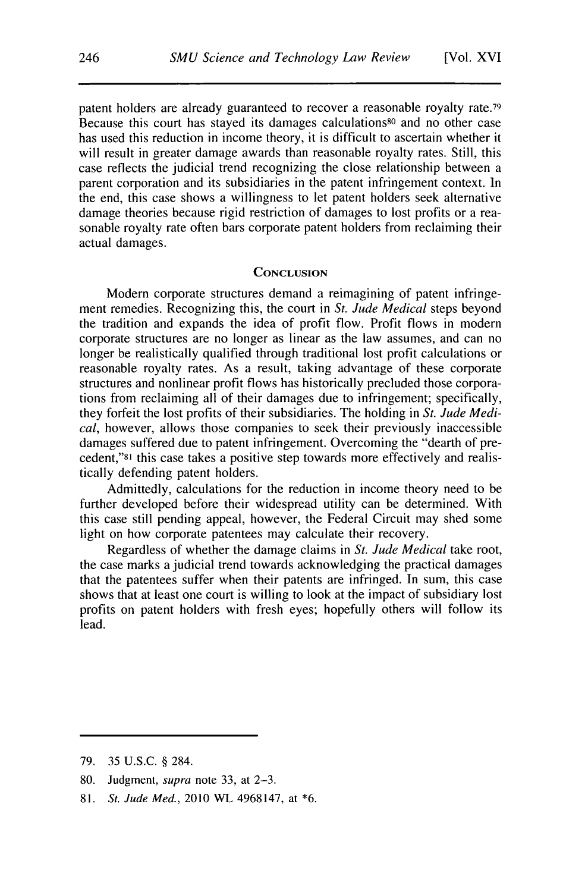patent holders are already guaranteed to recover a reasonable royalty rate.[79] Because this court has stayed its damages calculations[80] and no other case has used this reduction in income theory, it is difficult to ascertain whether it will result in greater damage awards than reasonable royalty rates. Still, this case reflects the judicial trend recognizing the close relationship between a parent corporation and its subsidiaries in the patent infringement context. In the end, this case shows a willingness to let patent holders seek alternative damage theories because rigid restriction of damages to lost profits or a reasonable royalty rate often bars corporate patent holders from reclaiming their actual damages.

## CONCLUSION

Modern corporate structures demand a reimagining of patent infringement remedies. Recognizing this, the court in *St. Jude Medical* steps beyond the tradition and expands the idea of profit flow. Profit flows in modern corporate structures are no longer as linear as the law assumes, and can no longer be realistically qualified through traditional lost profit calculations or reasonable royalty rates. As a result, taking advantage of these corporate structures and nonlinear profit flows has historically precluded those corporations from reclaiming all of their damages due to infringement; specifically, they forfeit the lost profits of their subsidiaries. The holding in *St. Jude Medical*, however, allows those companies to seek their previously inaccessible damages suffered due to patent infringement. Overcoming the "dearth of precedent,"[81] this case takes a positive step towards more effectively and realistically defending patent holders.

Admittedly, calculations for the reduction in income theory need to be further developed before their widespread utility can be determined. With this case still pending appeal, however, the Federal Circuit may shed some light on how corporate patentees may calculate their recovery.

Regardless of whether the damage claims in *St. Jude Medical* take root, the case marks a judicial trend towards acknowledging the practical damages that the patentees suffer when their patents are infringed. In sum, this case shows that at least one court is willing to look at the impact of subsidiary lost profits on patent holders with fresh eyes; hopefully others will follow its lead.

---

79. 35 U.S.C. § 284.

80. Judgment, *supra* note 33, at 2–3.

81. *St. Jude Med.*, 2010 WL 4968147, at *6.